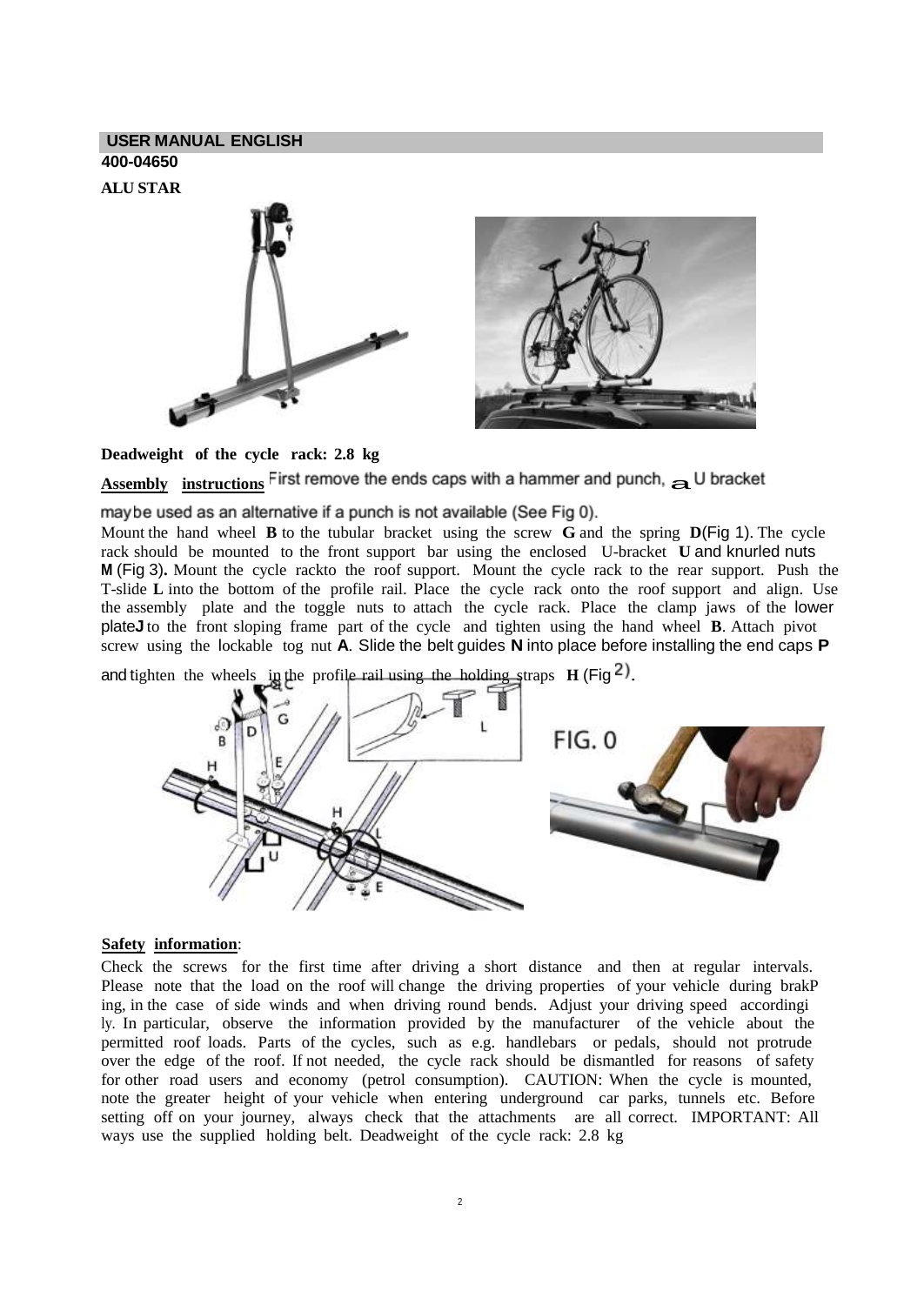## USER MANUAL ENGLISH

**400-04650**

**ALU STAR**

**Deadweight of the cycle rack: 2.8 kg**

**Assembly instructions** First remove the ends caps with a hammer and punch, a U bracket may be used as an alternative if a punch is not available (See Fig 0).
Mount the hand wheel **B** to the tubular bracket using the screw **G** and the spring **D**(Fig 1). The cycle rack should be mounted to the front support bar using the enclosed U-bracket **U** and knurled nuts **M** (Fig 3). Mount the cycle rackto the roof support. Mount the cycle rack to the rear support. Push the T-slide **L** into the bottom of the profile rail. Place the cycle rack onto the roof support and align. Use the assembly plate and the toggle nuts to attach the cycle rack. Place the clamp jaws of the lower plate**J** to the front sloping frame part of the cycle and tighten using the hand wheel **B**. Attach pivot screw using the lockable tog nut **A**. Slide the belt guides **N** into place before installing the end caps **P** and tighten the wheels in the profile rail using the holding straps **H** (Fig 2).

FIG. 0

**Safety information**:

Check the screws for the first time after driving a short distance and then at regular intervals. Please note that the load on the roof will change the driving properties of your vehicle during braking, in the case of side winds and when driving round bends. Adjust your driving speed accordingly. In particular, observe the information provided by the manufacturer of the vehicle about the permitted roof loads. Parts of the cycles, such as e.g. handlebars or pedals, should not protrude over the edge of the roof. If not needed, the cycle rack should be dismantled for reasons of safety for other road users and economy (petrol consumption). CAUTION: When the cycle is mounted, note the greater height of your vehicle when entering underground car parks, tunnels etc. Before setting off on your journey, always check that the attachments are all correct. IMPORTANT: All ways use the supplied holding belt. Deadweight of the cycle rack: 2.8 kg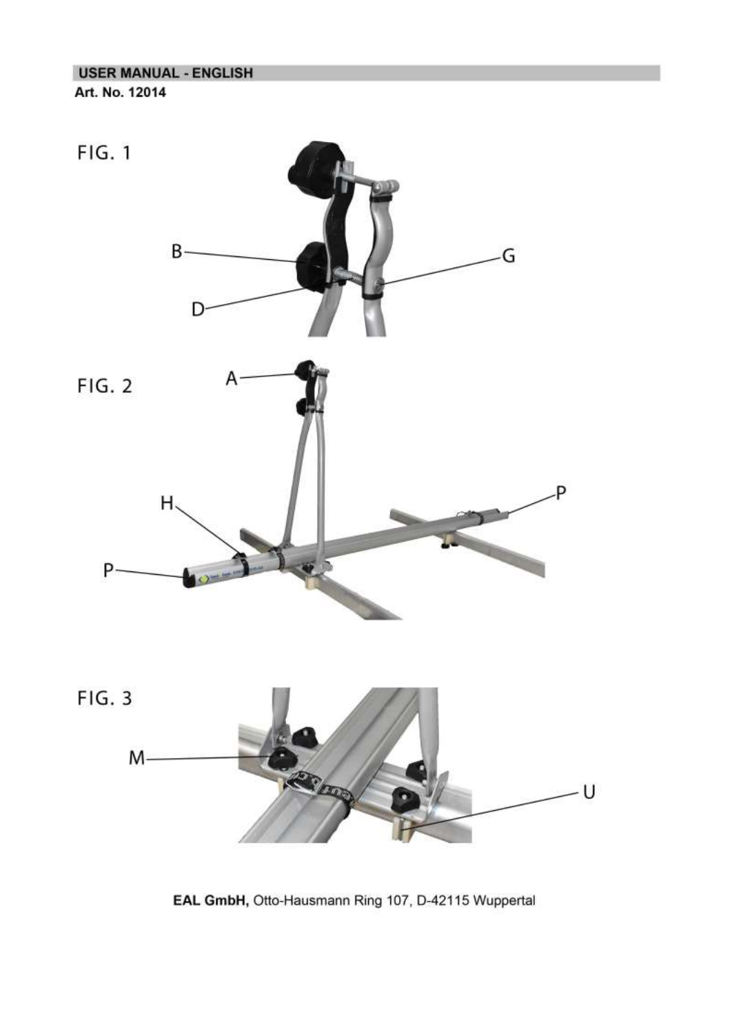## USER MANUAL - ENGLISH

**Art. No. 12014**

FIG. 1

B

D

G

FIG. 2

A

H

P

P

FIG. 3

M

U

**EAL GmbH,** Otto-Hausmann Ring 107, D-42115 Wuppertal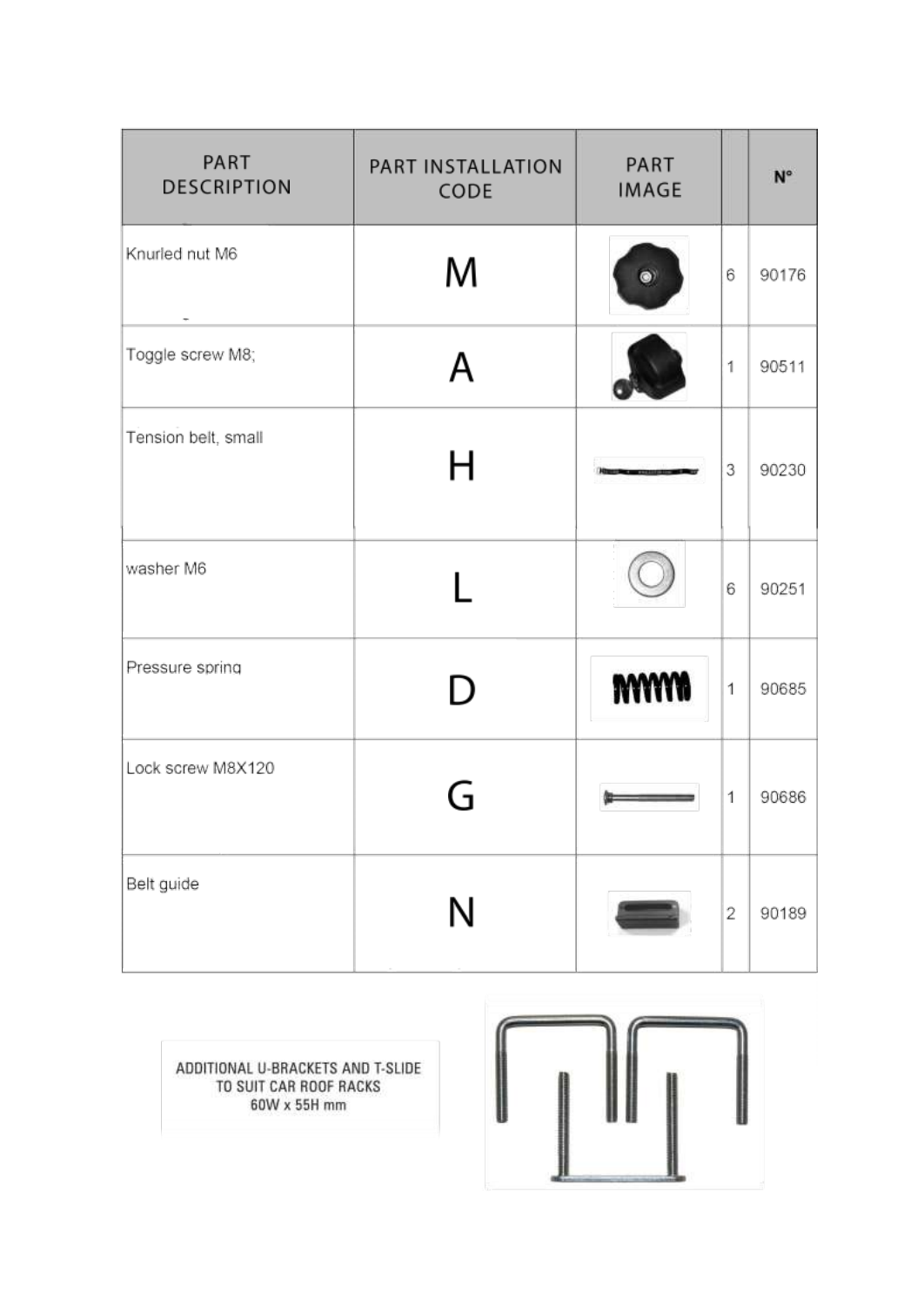| PART DESCRIPTION | PART INSTALLATION CODE | PART IMAGE | | N° |
|---|---|---|---|---|
| Knurled nut M6 | M | | 6 | 90176 |
| Toggle screw M8; | A | | 1 | 90511 |
| Tension belt, small | H | | 3 | 90230 |
| washer M6 | L | | 6 | 90251 |
| Pressure spring | D | | 1 | 90685 |
| Lock screw M8X120 | G | | 1 | 90686 |
| Belt guide | N | | 2 | 90189 |

ADDITIONAL U-BRACKETS AND T-SLIDE TO SUIT CAR ROOF RACKS 60W x 55H mm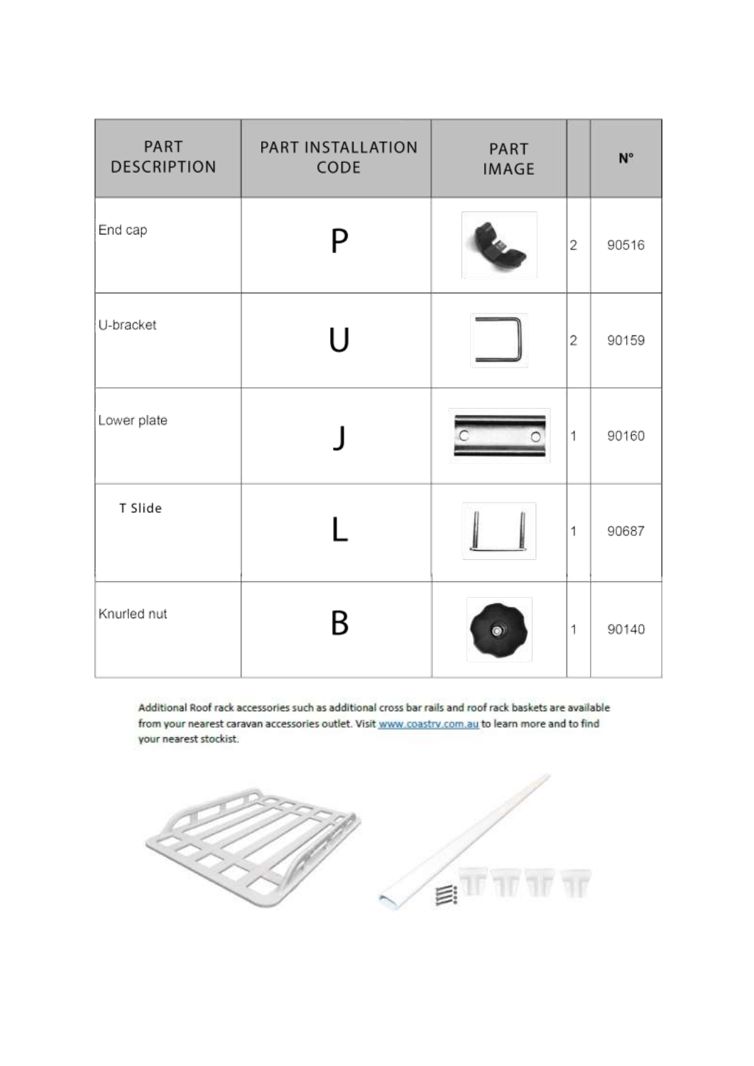| PART DESCRIPTION | PART INSTALLATION CODE | PART IMAGE | | N° |
|---|---|---|---|---|
| End cap | P | | 2 | 90516 |
| U-bracket | U | | 2 | 90159 |
| Lower plate | J | | 1 | 90160 |
| T Slide | L | | 1 | 90687 |
| Knurled nut | B | | 1 | 90140 |

Additional Roof rack accessories such as additional cross bar rails and roof rack baskets are available from your nearest caravan accessories outlet. Visit www.coastrv.com.au to learn more and to find your nearest stockist.